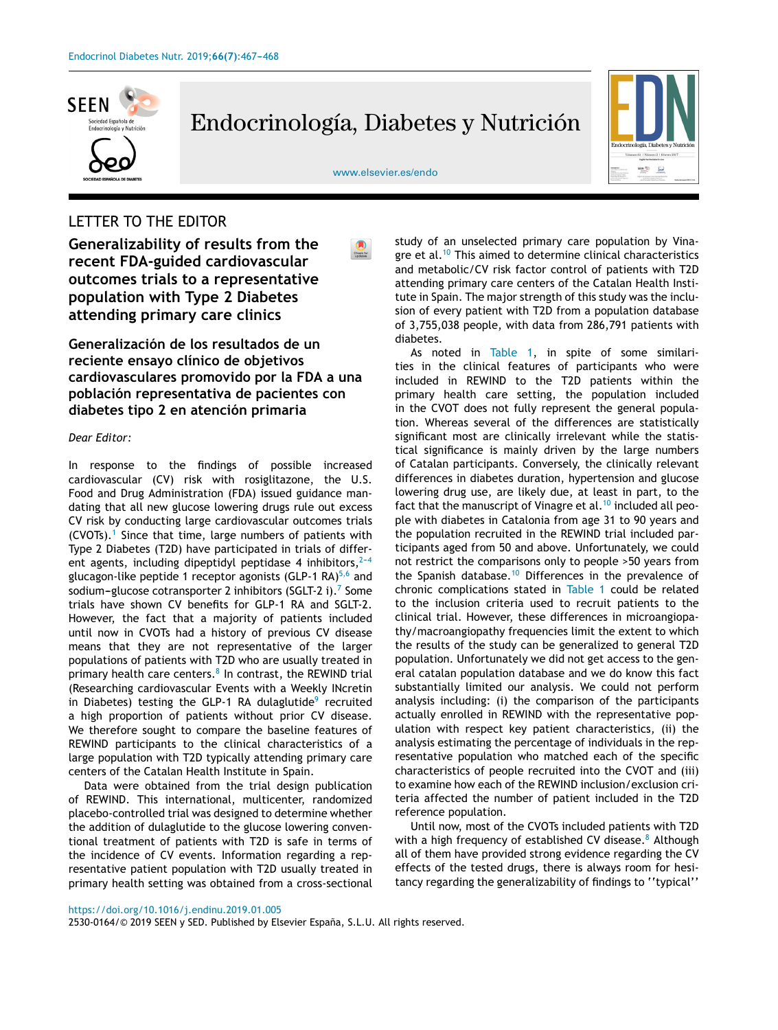## LETTER TO THE EDITOR

# Generalizability of results from the recent FDA-guided cardiovascular outcomes trials to a representative population with Type 2 Diabetes attending primary care clinics

# Generalización de los resultados de un reciente ensayo clínico de objetivos cardiovasculares promovido por la FDA a una población representativa de pacientes con diabetes tipo 2 en atención primaria

*Dear Editor:*

In response to the findings of possible increased cardiovascular (CV) risk with rosiglitazone, the U.S. Food and Drug Administration (FDA) issued guidance mandating that all new glucose lowering drugs rule out excess CV risk by conducting large cardiovascular outcomes trials (CVOTs).[1] Since that time, large numbers of patients with Type 2 Diabetes (T2D) have participated in trials of different agents, including dipeptidyl peptidase 4 inhibitors,[2–4] glucagon-like peptide 1 receptor agonists (GLP-1 RA)[5,6] and sodium-glucose cotransporter 2 inhibitors (SGLT-2 i).[7] Some trials have shown CV benefits for GLP-1 RA and SGLT-2. However, the fact that a majority of patients included until now in CVOTs had a history of previous CV disease means that they are not representative of the larger populations of patients with T2D who are usually treated in primary health care centers.[8] In contrast, the REWIND trial (Researching cardiovascular Events with a Weekly INcretin in Diabetes) testing the GLP-1 RA dulaglutide[9] recruited a high proportion of patients without prior CV disease. We therefore sought to compare the baseline features of REWIND participants to the clinical characteristics of a large population with T2D typically attending primary care centers of the Catalan Health Institute in Spain.

Data were obtained from the trial design publication of REWIND. This international, multicenter, randomized placebo-controlled trial was designed to determine whether the addition of dulaglutide to the glucose lowering conventional treatment of patients with T2D is safe in terms of the incidence of CV events. Information regarding a representative patient population with T2D usually treated in primary health setting was obtained from a cross-sectional study of an unselected primary care population by Vinagre et al.[10] This aimed to determine clinical characteristics and metabolic/CV risk factor control of patients with T2D attending primary care centers of the Catalan Health Institute in Spain. The major strength of this study was the inclusion of every patient with T2D from a population database of 3,755,038 people, with data from 286,791 patients with diabetes.

As noted in Table 1, in spite of some similarities in the clinical features of participants who were included in REWIND to the T2D patients within the primary health care setting, the population included in the CVOT does not fully represent the general population. Whereas several of the differences are statistically significant most are clinically irrelevant while the statistical significance is mainly driven by the large numbers of Catalan participants. Conversely, the clinically relevant differences in diabetes duration, hypertension and glucose lowering drug use, are likely due, at least in part, to the fact that the manuscript of Vinagre et al.[10] included all people with diabetes in Catalonia from age 31 to 90 years and the population recruited in the REWIND trial included participants aged from 50 and above. Unfortunately, we could not restrict the comparisons only to people >50 years from the Spanish database.[10] Differences in the prevalence of chronic complications stated in Table 1 could be related to the inclusion criteria used to recruit patients to the clinical trial. However, these differences in microangiopathy/macroangiopathy frequencies limit the extent to which the results of the study can be generalized to general T2D population. Unfortunately we did not get access to the general catalan population database and we do know this fact substantially limited our analysis. We could not perform analysis including: (i) the comparison of the participants actually enrolled in REWIND with the representative population with respect key patient characteristics, (ii) the analysis estimating the percentage of individuals in the representative population who matched each of the specific characteristics of people recruited into the CVOT and (iii) to examine how each of the REWIND inclusion/exclusion criteria affected the number of patient included in the T2D reference population.

Until now, most of the CVOTs included patients with T2D with a high frequency of established CV disease.[8] Although all of them have provided strong evidence regarding the CV effects of the tested drugs, there is always room for hesitancy regarding the generalizability of findings to ''typical''

https://doi.org/10.1016/j.endinu.2019.01.005

2530-0164/© 2019 SEEN y SED. Published by Elsevier España, S.L.U. All rights reserved.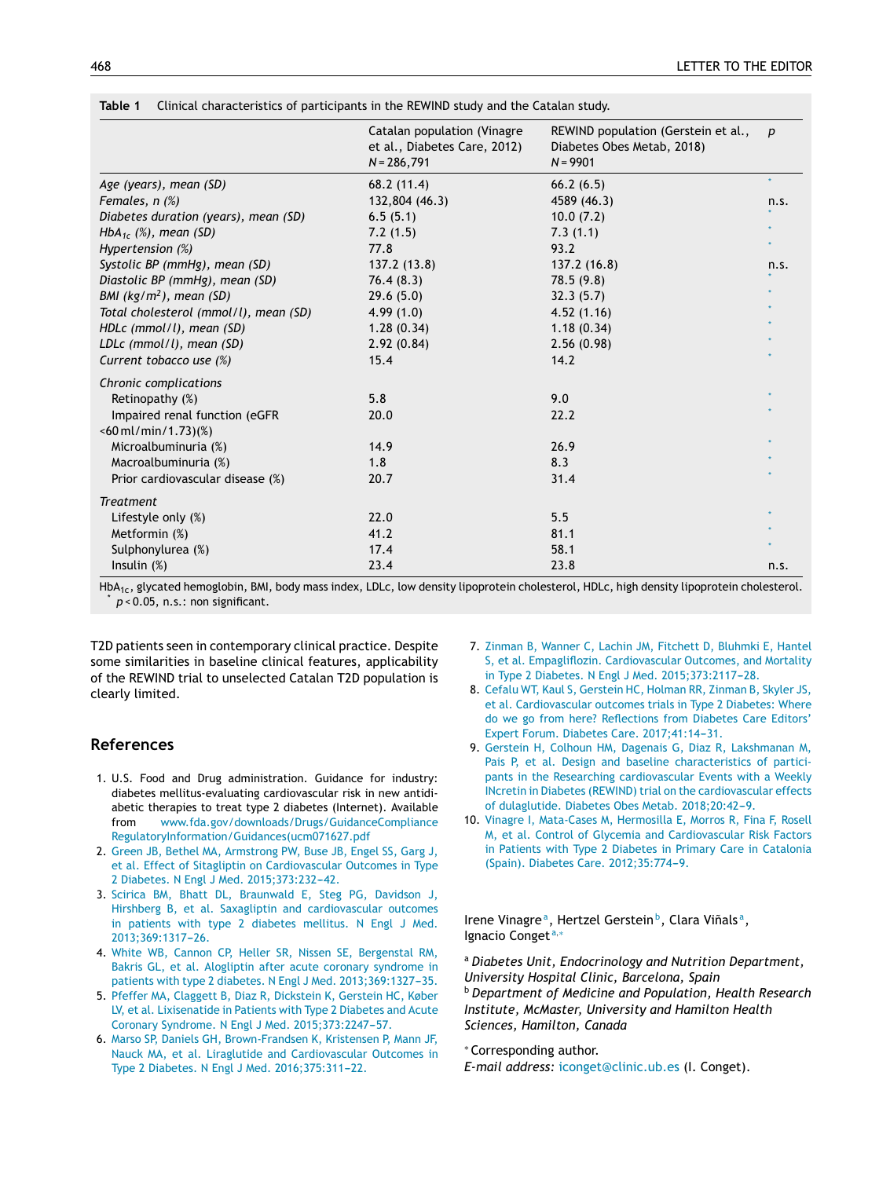Table 1 Clinical characteristics of participants in the REWIND study and the Catalan study.

| | Catalan population (Vinagre et al., Diabetes Care, 2012) N = 286,791 | REWIND population (Gerstein et al., Diabetes Obes Metab, 2018) N = 9901 | p |
|---|---|---|---|
| *Age (years), mean (SD)* | 68.2 (11.4) | 66.2 (6.5) | * |
| *Females, n (%)* | 132,804 (46.3) | 4589 (46.3) | n.s. |
| *Diabetes duration (years), mean (SD)* | 6.5 (5.1) | 10.0 (7.2) | * |
| *$HbA_{1c}$ (%), mean (SD)* | 7.2 (1.5) | 7.3 (1.1) | * |
| *Hypertension (%)* | 77.8 | 93.2 | * |
| *Systolic BP (mmHg), mean (SD)* | 137.2 (13.8) | 137.2 (16.8) | n.s. |
| *Diastolic BP (mmHg), mean (SD)* | 76.4 (8.3) | 78.5 (9.8) | * |
| *BMI (kg/m$^2$), mean (SD)* | 29.6 (5.0) | 32.3 (5.7) | * |
| *Total cholesterol (mmol/l), mean (SD)* | 4.99 (1.0) | 4.52 (1.16) | * |
| *HDLc (mmol/l), mean (SD)* | 1.28 (0.34) | 1.18 (0.34) | * |
| *LDLc (mmol/l), mean (SD)* | 2.92 (0.84) | 2.56 (0.98) | * |
| *Current tobacco use (%)* | 15.4 | 14.2 | * |
| *Chronic complications* | | | |
| Retinopathy (%) | 5.8 | 9.0 | * |
| Impaired renal function (eGFR <60 ml/min/1.73)(%) | 20.0 | 22.2 | * |
| Microalbuminuria (%) | 14.9 | 26.9 | * |
| Macroalbuminuria (%) | 1.8 | 8.3 | * |
| Prior cardiovascular disease (%) | 20.7 | 31.4 | * |
| *Treatment* | | | |
| Lifestyle only (%) | 22.0 | 5.5 | * |
| Metformin (%) | 41.2 | 81.1 | * |
| Sulphonylurea (%) | 17.4 | 58.1 | * |
| Insulin (%) | 23.4 | 23.8 | n.s. |

$HbA_{1c}$, glycated hemoglobin, BMI, body mass index, LDLc, low density lipoprotein cholesterol, HDLc, high density lipoprotein cholesterol.
* $p < 0.05$, n.s.: non significant.

T2D patients seen in contemporary clinical practice. Despite some similarities in baseline clinical features, applicability of the REWIND trial to unselected Catalan T2D population is clearly limited.

## References

1. U.S. Food and Drug administration. Guidance for industry: diabetes mellitus-evaluating cardiovascular risk in new antidiabetic therapies to treat type 2 diabetes (Internet). Available from www.fda.gov/downloads/Drugs/GuidanceCompliance RegulatoryInformation/Guidances(ucm071627.pdf
2. Green JB, Bethel MA, Armstrong PW, Buse JB, Engel SS, Garg J, et al. Effect of Sitagliptin on Cardiovascular Outcomes in Type 2 Diabetes. N Engl J Med. 2015;373:232–42.
3. Scirica BM, Bhatt DL, Braunwald E, Steg PG, Davidson J, Hirshberg B, et al. Saxagliptin and cardiovascular outcomes in patients with type 2 diabetes mellitus. N Engl J Med. 2013;369:1317–26.
4. White WB, Cannon CP, Heller SR, Nissen SE, Bergenstal RM, Bakris GL, et al. Alogliptin after acute coronary syndrome in patients with type 2 diabetes. N Engl J Med. 2013;369:1327–35.
5. Pfeffer MA, Claggett B, Diaz R, Dickstein K, Gerstein HC, Køber LV, et al. Lixisenatide in Patients with Type 2 Diabetes and Acute Coronary Syndrome. N Engl J Med. 2015;373:2247–57.
6. Marso SP, Daniels GH, Brown-Frandsen K, Kristensen P, Mann JF, Nauck MA, et al. Liraglutide and Cardiovascular Outcomes in Type 2 Diabetes. N Engl J Med. 2016;375:311–22.
7. Zinman B, Wanner C, Lachin JM, Fitchett D, Bluhmki E, Hantel S, et al. Empagliflozin. Cardiovascular Outcomes, and Mortality in Type 2 Diabetes. N Engl J Med. 2015;373:2117–28.
8. Cefalu WT, Kaul S, Gerstein HC, Holman RR, Zinman B, Skyler JS, et al. Cardiovascular outcomes trials in Type 2 Diabetes: Where do we go from here? Reflections from Diabetes Care Editors' Expert Forum. Diabetes Care. 2017;41:14–31.
9. Gerstein H, Colhoun HM, Dagenais G, Diaz R, Lakshmanan M, Pais P, et al. Design and baseline characteristics of participants in the Researching cardiovascular Events with a Weekly INcretin in Diabetes (REWIND) trial on the cardiovascular effects of dulaglutide. Diabetes Obes Metab. 2018;20:42–9.
10. Vinagre I, Mata-Cases M, Hermosilla E, Morros R, Fina F, Rosell M, et al. Control of Glycemia and Cardiovascular Risk Factors in Patients with Type 2 Diabetes in Primary Care in Catalonia (Spain). Diabetes Care. 2012;35:774–9.

Irene Vinagre[a], Hertzel Gerstein[b], Clara Viñals[a], Ignacio Conget[a,*]

[a] *Diabetes Unit, Endocrinology and Nutrition Department, University Hospital Clinic, Barcelona, Spain*
[b] *Department of Medicine and Population, Health Research Institute, McMaster, University and Hamilton Health Sciences, Hamilton, Canada*

* Corresponding author.
*E-mail address:* iconget@clinic.ub.es (I. Conget).